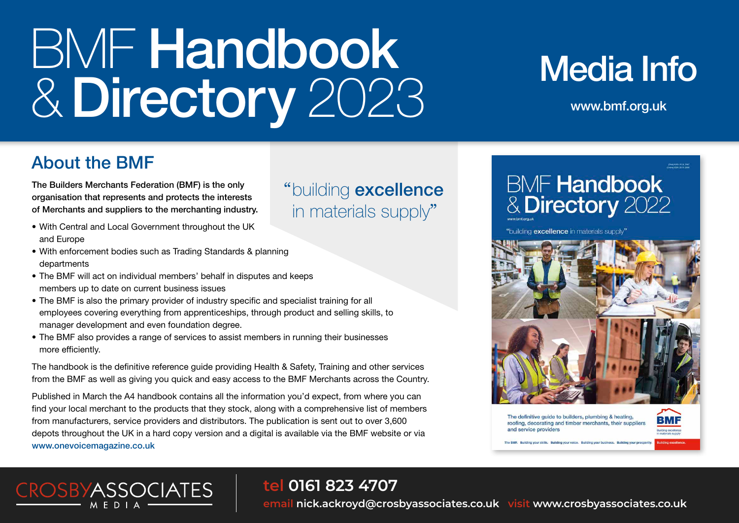# BMF Handbook & Directory 2023

## Media Info

www.bmf.org.uk

## About the BMF

**The Builders Merchants Federation (BMF) is the only organisation that represents and protects the interests of Merchants and suppliers to the merchanting industry.**

"building **excellence** in materials supply"

- With Central and Local Government throughout the UK and Europe
- With enforcement bodies such as Trading Standards & planning departments
- The BMF will act on individual members' behalf in disputes and keeps members up to date on current business issues
- The BMF is also the primary provider of industry specific and specialist training for all employees covering everything from apprenticeships, through product and selling skills, to manager development and even foundation degree.
- The BMF also provides a range of services to assist members in running their businesses more efficiently.

The handbook is the definitive reference guide providing Health & Safety, Training and other services from the BMF as well as giving you quick and easy access to the BMF Merchants across the Country.

Published in March the A4 handbook contains all the information you'd expect, from where you can find your local merchant to the products that they stock, along with a comprehensive list of members from manufacturers, service providers and distributors. The publication is sent out to over 3,600 depots throughout the UK in a hard copy version and a digital is available via the BMF website or via www.onevoicemagazine.co.uk

CROSBY ASSOCIATES MEDIA

**tel 0161 823 4707**

**email nick.ackroyd@crosbyassociates.co.uk visit www.crosbyassociates.co.uk**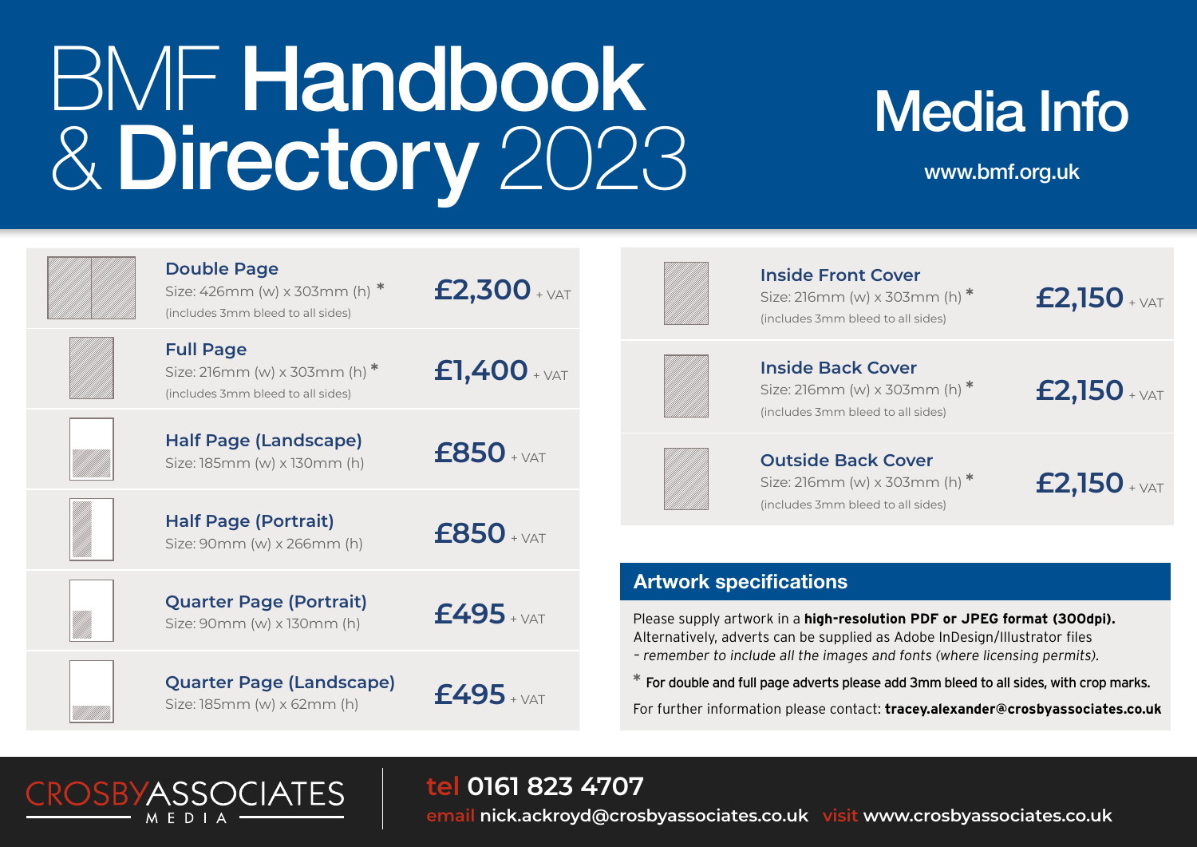# BMF Handbook & Directory 2023

## Media Info

www.bmf.org.uk

| Advert | Size | Price |
| --- | --- | --- |
| **Double Page** | Size: 426mm (w) x 303mm (h) * (includes 3mm bleed to all sides) | **£2,300** + VAT |
| **Full Page** | Size: 216mm (w) x 303mm (h) * (includes 3mm bleed to all sides) | **£1,400** + VAT |
| **Half Page (Landscape)** | Size: 185mm (w) x 130mm (h) | **£850** + VAT |
| **Half Page (Portrait)** | Size: 90mm (w) x 266mm (h) | **£850** + VAT |
| **Quarter Page (Portrait)** | Size: 90mm (w) x 130mm (h) | **£495** + VAT |
| **Quarter Page (Landscape)** | Size: 185mm (w) x 62mm (h) | **£495** + VAT |
| **Inside Front Cover** | Size: 216mm (w) x 303mm (h) * (includes 3mm bleed to all sides) | **£2,150** + VAT |
| **Inside Back Cover** | Size: 216mm (w) x 303mm (h) * (includes 3mm bleed to all sides) | **£2,150** + VAT |
| **Outside Back Cover** | Size: 216mm (w) x 303mm (h) * (includes 3mm bleed to all sides) | **£2,150** + VAT |

## Artwork specifications

Please supply artwork in a **high-resolution PDF or JPEG format (300dpi).** Alternatively, adverts can be supplied as Adobe InDesign/Illustrator files *– remember to include all the images and fonts (where licensing permits).*

* For double and full page adverts please add 3mm bleed to all sides, with crop marks.

For further information please contact: **tracey.alexander@crosbyassociates.co.uk**

CROSBYASSOCIATES MEDIA

**tel** 0161 823 4707

**email** nick.ackroyd@crosbyassociates.co.uk **visit** www.crosbyassociates.co.uk